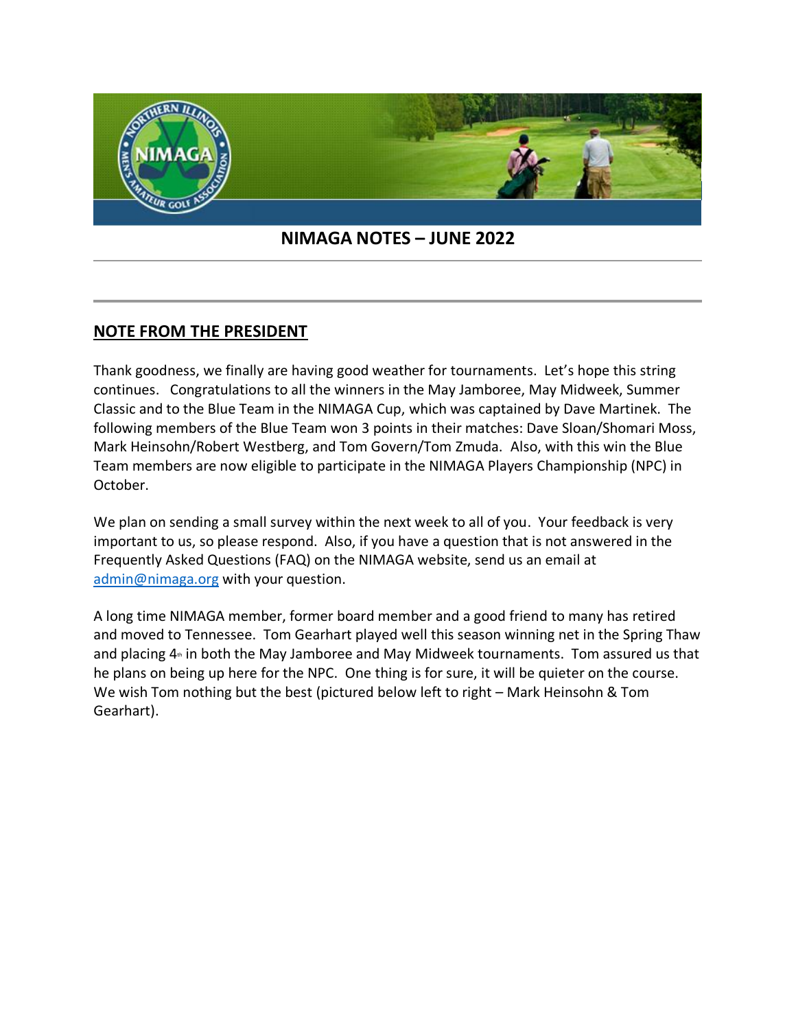# NIMAGA NOTES – JUNE 2022

## NOTE FROM THE PRESIDENT

Thank goodness, we finally are having good weather for tournaments. Let's hope this string continues. Congratulations to all the winners in the May Jamboree, May Midweek, Summer Classic and to the Blue Team in the NIMAGA Cup, which was captained by Dave Martinek. The following members of the Blue Team won 3 points in their matches: Dave Sloan/Shomari Moss, Mark Heinsohn/Robert Westberg, and Tom Govern/Tom Zmuda. Also, with this win the Blue Team members are now eligible to participate in the NIMAGA Players Championship (NPC) in October.

We plan on sending a small survey within the next week to all of you. Your feedback is very important to us, so please respond. Also, if you have a question that is not answered in the Frequently Asked Questions (FAQ) on the NIMAGA website, send us an email at [admin@nimaga.org](mailto:admin@nimaga.org) with your question.

A long time NIMAGA member, former board member and a good friend to many has retired and moved to Tennessee. Tom Gearhart played well this season winning net in the Spring Thaw and placing 4th in both the May Jamboree and May Midweek tournaments. Tom assured us that he plans on being up here for the NPC. One thing is for sure, it will be quieter on the course. We wish Tom nothing but the best (pictured below left to right – Mark Heinsohn & Tom Gearhart).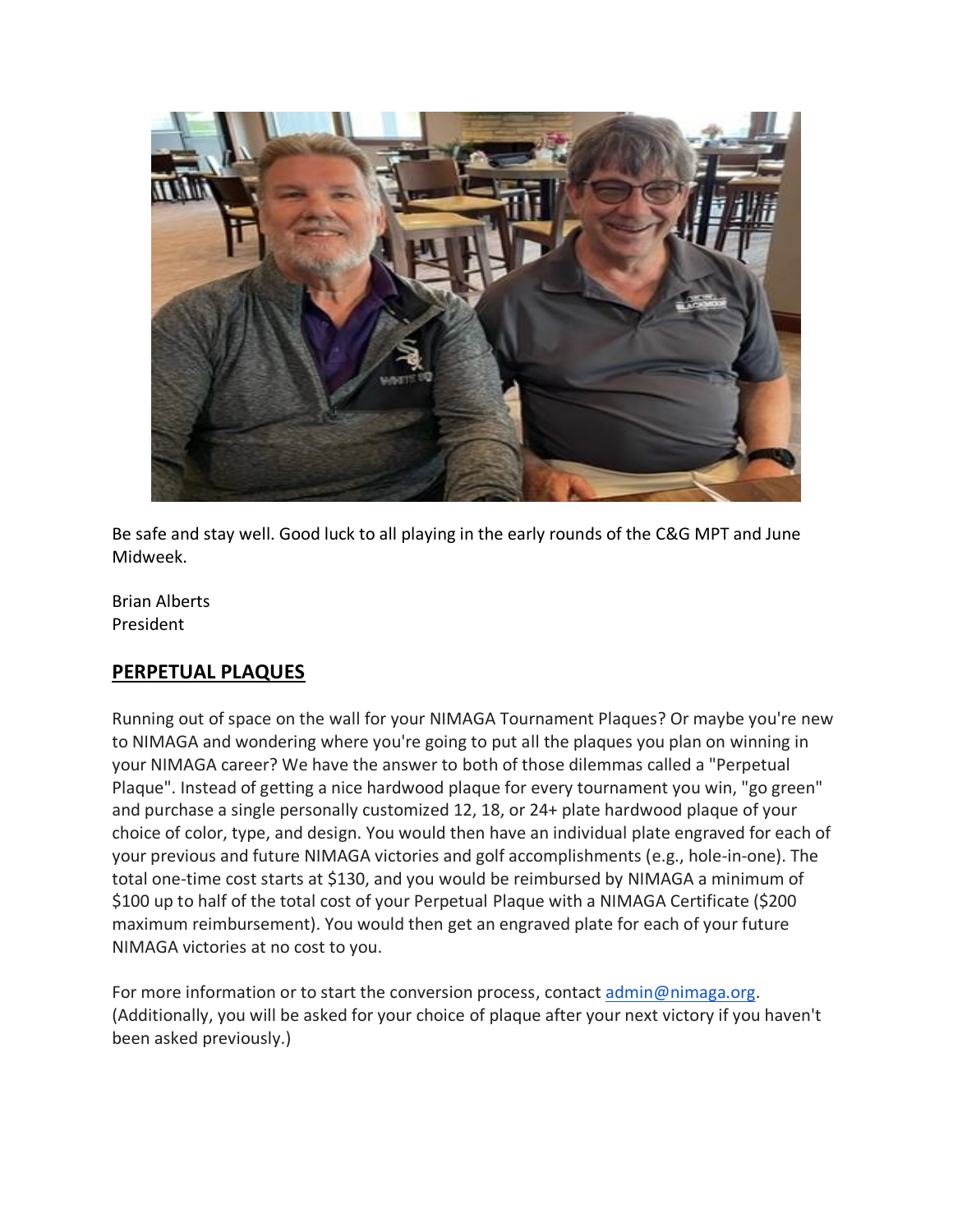Be safe and stay well. Good luck to all playing in the early rounds of the C&G MPT and June Midweek.

Brian Alberts
President

## PERPETUAL PLAQUES

Running out of space on the wall for your NIMAGA Tournament Plaques? Or maybe you're new to NIMAGA and wondering where you're going to put all the plaques you plan on winning in your NIMAGA career? We have the answer to both of those dilemmas called a "Perpetual Plaque". Instead of getting a nice hardwood plaque for every tournament you win, "go green" and purchase a single personally customized 12, 18, or 24+ plate hardwood plaque of your choice of color, type, and design. You would then have an individual plate engraved for each of your previous and future NIMAGA victories and golf accomplishments (e.g., hole-in-one). The total one-time cost starts at $130, and you would be reimbursed by NIMAGA a minimum of $100 up to half of the total cost of your Perpetual Plaque with a NIMAGA Certificate ($200 maximum reimbursement). You would then get an engraved plate for each of your future NIMAGA victories at no cost to you.

For more information or to start the conversion process, contact [admin@nimaga.org](mailto:admin@nimaga.org). (Additionally, you will be asked for your choice of plaque after your next victory if you haven't been asked previously.)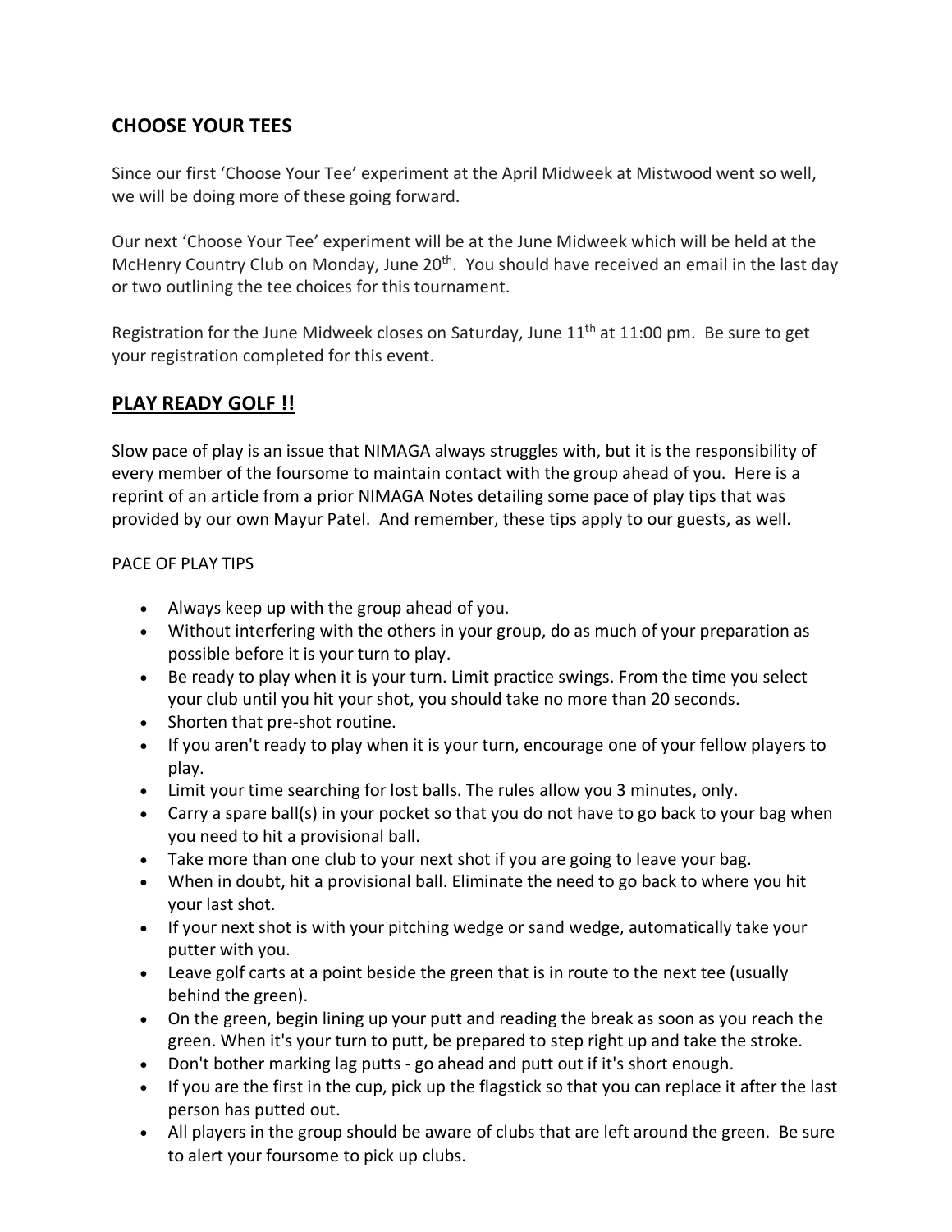## CHOOSE YOUR TEES

Since our first 'Choose Your Tee' experiment at the April Midweek at Mistwood went so well, we will be doing more of these going forward.

Our next 'Choose Your Tee' experiment will be at the June Midweek which will be held at the McHenry Country Club on Monday, June 20th. You should have received an email in the last day or two outlining the tee choices for this tournament.

Registration for the June Midweek closes on Saturday, June 11th at 11:00 pm. Be sure to get your registration completed for this event.

## PLAY READY GOLF !!

Slow pace of play is an issue that NIMAGA always struggles with, but it is the responsibility of every member of the foursome to maintain contact with the group ahead of you. Here is a reprint of an article from a prior NIMAGA Notes detailing some pace of play tips that was provided by our own Mayur Patel. And remember, these tips apply to our guests, as well.

PACE OF PLAY TIPS

- Always keep up with the group ahead of you.
- Without interfering with the others in your group, do as much of your preparation as possible before it is your turn to play.
- Be ready to play when it is your turn. Limit practice swings. From the time you select your club until you hit your shot, you should take no more than 20 seconds.
- Shorten that pre-shot routine.
- If you aren't ready to play when it is your turn, encourage one of your fellow players to play.
- Limit your time searching for lost balls. The rules allow you 3 minutes, only.
- Carry a spare ball(s) in your pocket so that you do not have to go back to your bag when you need to hit a provisional ball.
- Take more than one club to your next shot if you are going to leave your bag.
- When in doubt, hit a provisional ball. Eliminate the need to go back to where you hit your last shot.
- If your next shot is with your pitching wedge or sand wedge, automatically take your putter with you.
- Leave golf carts at a point beside the green that is in route to the next tee (usually behind the green).
- On the green, begin lining up your putt and reading the break as soon as you reach the green. When it's your turn to putt, be prepared to step right up and take the stroke.
- Don't bother marking lag putts - go ahead and putt out if it's short enough.
- If you are the first in the cup, pick up the flagstick so that you can replace it after the last person has putted out.
- All players in the group should be aware of clubs that are left around the green. Be sure to alert your foursome to pick up clubs.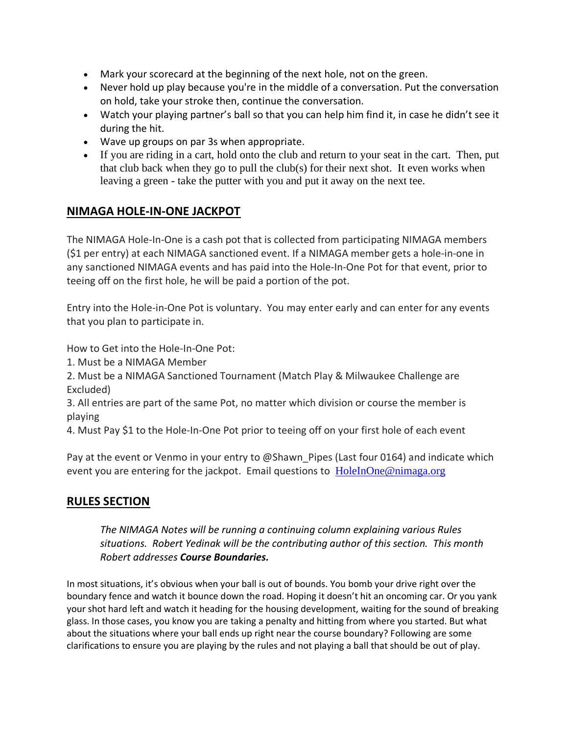- Mark your scorecard at the beginning of the next hole, not on the green.
- Never hold up play because you're in the middle of a conversation. Put the conversation on hold, take your stroke then, continue the conversation.
- Watch your playing partner's ball so that you can help him find it, in case he didn't see it during the hit.
- Wave up groups on par 3s when appropriate.
- If you are riding in a cart, hold onto the club and return to your seat in the cart. Then, put that club back when they go to pull the club(s) for their next shot. It even works when leaving a green - take the putter with you and put it away on the next tee.

## NIMAGA HOLE-IN-ONE JACKPOT

The NIMAGA Hole-In-One is a cash pot that is collected from participating NIMAGA members ($1 per entry) at each NIMAGA sanctioned event. If a NIMAGA member gets a hole-in-one in any sanctioned NIMAGA events and has paid into the Hole-In-One Pot for that event, prior to teeing off on the first hole, he will be paid a portion of the pot.

Entry into the Hole-in-One Pot is voluntary. You may enter early and can enter for any events that you plan to participate in.

How to Get into the Hole-In-One Pot:

1. Must be a NIMAGA Member
2. Must be a NIMAGA Sanctioned Tournament (Match Play & Milwaukee Challenge are Excluded)
3. All entries are part of the same Pot, no matter which division or course the member is playing
4. Must Pay $1 to the Hole-In-One Pot prior to teeing off on your first hole of each event

Pay at the event or Venmo in your entry to @Shawn_Pipes (Last four 0164) and indicate which event you are entering for the jackpot. Email questions to HoleInOne@nimaga.org

## RULES SECTION

*The NIMAGA Notes will be running a continuing column explaining various Rules situations. Robert Yedinak will be the contributing author of this section. This month Robert addresses **Course Boundaries.***

In most situations, it's obvious when your ball is out of bounds. You bomb your drive right over the boundary fence and watch it bounce down the road. Hoping it doesn't hit an oncoming car. Or you yank your shot hard left and watch it heading for the housing development, waiting for the sound of breaking glass. In those cases, you know you are taking a penalty and hitting from where you started. But what about the situations where your ball ends up right near the course boundary? Following are some clarifications to ensure you are playing by the rules and not playing a ball that should be out of play.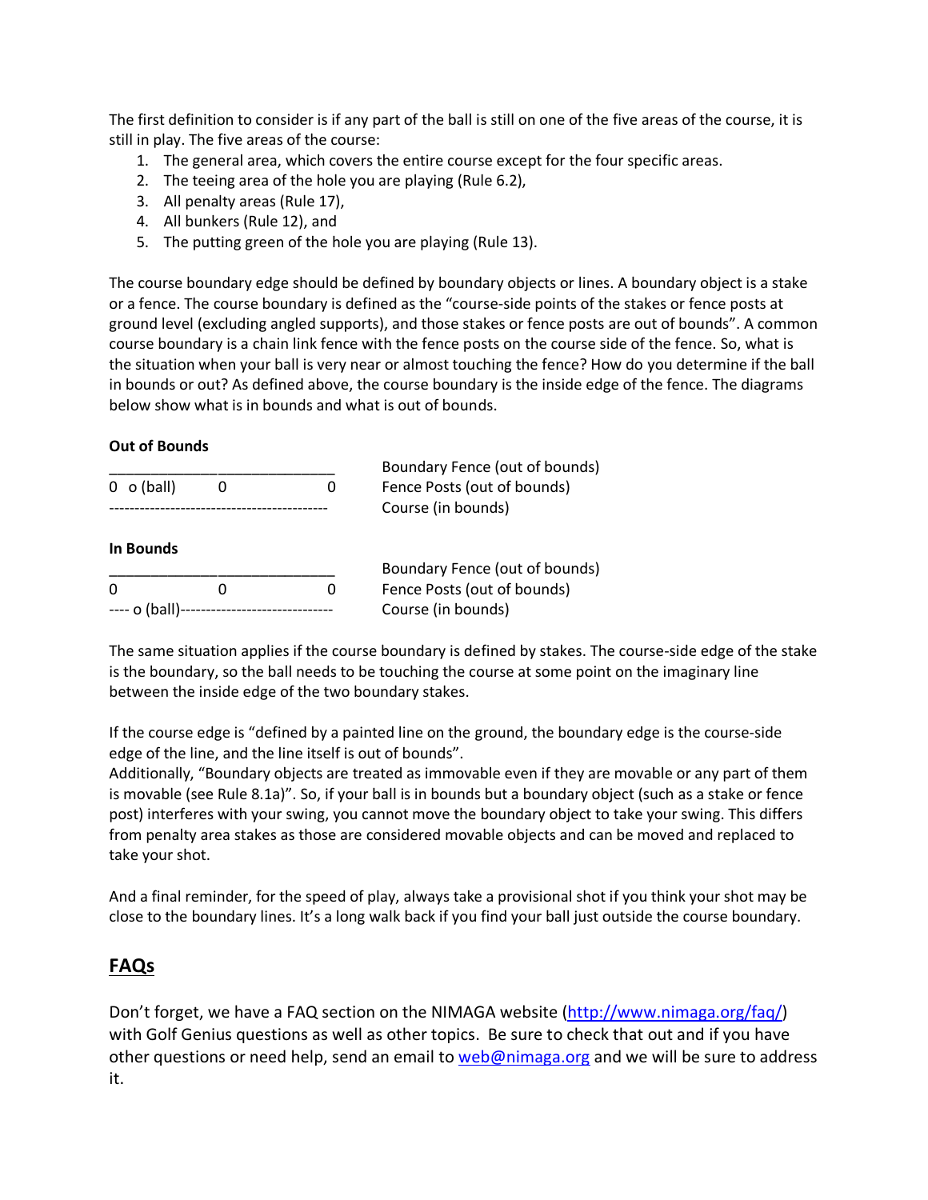The first definition to consider is if any part of the ball is still on one of the five areas of the course, it is still in play. The five areas of the course:

1. The general area, which covers the entire course except for the four specific areas.
2. The teeing area of the hole you are playing (Rule 6.2),
3. All penalty areas (Rule 17),
4. All bunkers (Rule 12), and
5. The putting green of the hole you are playing (Rule 13).

The course boundary edge should be defined by boundary objects or lines. A boundary object is a stake or a fence. The course boundary is defined as the "course-side points of the stakes or fence posts at ground level (excluding angled supports), and those stakes or fence posts are out of bounds". A common course boundary is a chain link fence with the fence posts on the course side of the fence. So, what is the situation when your ball is very near or almost touching the fence? How do you determine if the ball in bounds or out? As defined above, the course boundary is the inside edge of the fence. The diagrams below show what is in bounds and what is out of bounds.

**Out of Bounds**

```
______________________________        Boundary Fence (out of bounds)
0  o (ball)        0              0   Fence Posts (out of bounds)
------------------------------------------  Course (in bounds)
```

**In Bounds**

```
______________________________        Boundary Fence (out of bounds)
0                  0              0   Fence Posts (out of bounds)
---- o (ball)-----------------------------  Course (in bounds)
```

The same situation applies if the course boundary is defined by stakes. The course-side edge of the stake is the boundary, so the ball needs to be touching the course at some point on the imaginary line between the inside edge of the two boundary stakes.

If the course edge is "defined by a painted line on the ground, the boundary edge is the course-side edge of the line, and the line itself is out of bounds".
Additionally, "Boundary objects are treated as immovable even if they are movable or any part of them is movable (see Rule 8.1a)". So, if your ball is in bounds but a boundary object (such as a stake or fence post) interferes with your swing, you cannot move the boundary object to take your swing. This differs from penalty area stakes as those are considered movable objects and can be moved and replaced to take your shot.

And a final reminder, for the speed of play, always take a provisional shot if you think your shot may be close to the boundary lines. It's a long walk back if you find your ball just outside the course boundary.

## FAQs

Don't forget, we have a FAQ section on the NIMAGA website (http://www.nimaga.org/faq/) with Golf Genius questions as well as other topics. Be sure to check that out and if you have other questions or need help, send an email to web@nimaga.org and we will be sure to address it.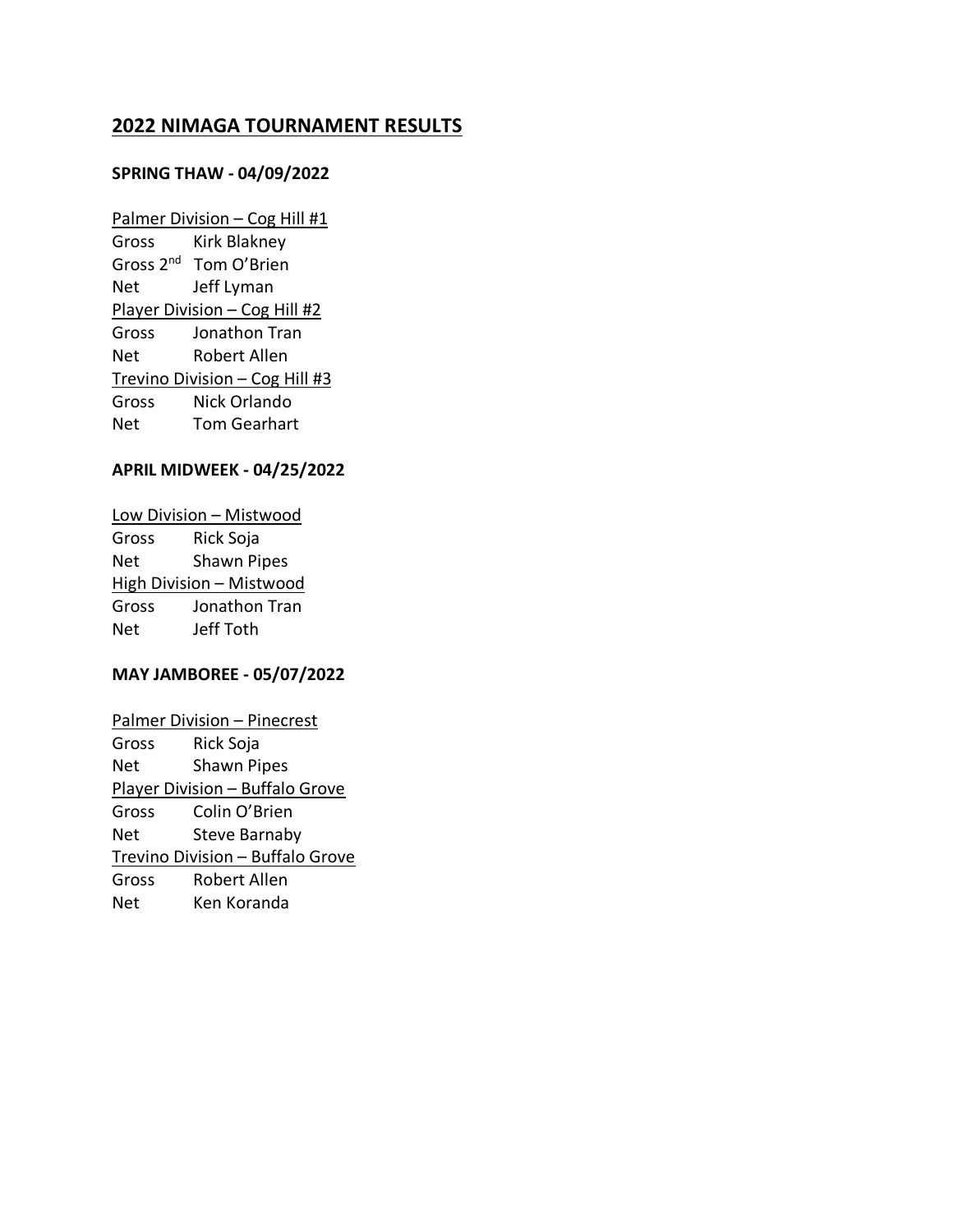## 2022 NIMAGA TOURNAMENT RESULTS

### SPRING THAW - 04/09/2022

Palmer Division – Cog Hill #1

Gross Kirk Blakney
Gross 2nd Tom O'Brien
Net Jeff Lyman

Player Division – Cog Hill #2

Gross Jonathon Tran
Net Robert Allen

Trevino Division – Cog Hill #3

Gross Nick Orlando
Net Tom Gearhart

### APRIL MIDWEEK - 04/25/2022

Low Division – Mistwood

Gross Rick Soja
Net Shawn Pipes

High Division – Mistwood

Gross Jonathon Tran
Net Jeff Toth

### MAY JAMBOREE - 05/07/2022

Palmer Division – Pinecrest

Gross Rick Soja
Net Shawn Pipes

Player Division – Buffalo Grove

Gross Colin O'Brien
Net Steve Barnaby

Trevino Division – Buffalo Grove

Gross Robert Allen
Net Ken Koranda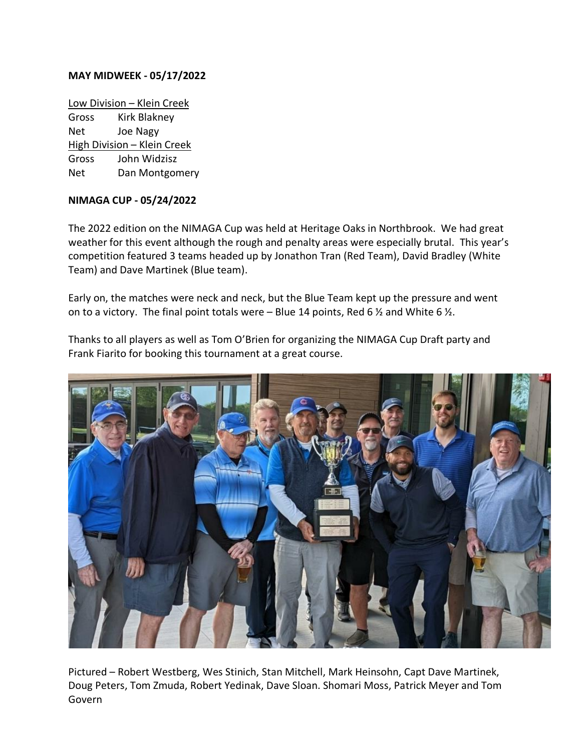**MAY MIDWEEK - 05/17/2022**

Low Division – Klein Creek
Gross Kirk Blakney
Net Joe Nagy
High Division – Klein Creek
Gross John Widzisz
Net Dan Montgomery

**NIMAGA CUP - 05/24/2022**

The 2022 edition on the NIMAGA Cup was held at Heritage Oaks in Northbrook. We had great weather for this event although the rough and penalty areas were especially brutal. This year's competition featured 3 teams headed up by Jonathon Tran (Red Team), David Bradley (White Team) and Dave Martinek (Blue team).

Early on, the matches were neck and neck, but the Blue Team kept up the pressure and went on to a victory. The final point totals were – Blue 14 points, Red 6 ½ and White 6 ½.

Thanks to all players as well as Tom O'Brien for organizing the NIMAGA Cup Draft party and Frank Fiarito for booking this tournament at a great course.

Pictured – Robert Westberg, Wes Stinich, Stan Mitchell, Mark Heinsohn, Capt Dave Martinek, Doug Peters, Tom Zmuda, Robert Yedinak, Dave Sloan. Shomari Moss, Patrick Meyer and Tom Govern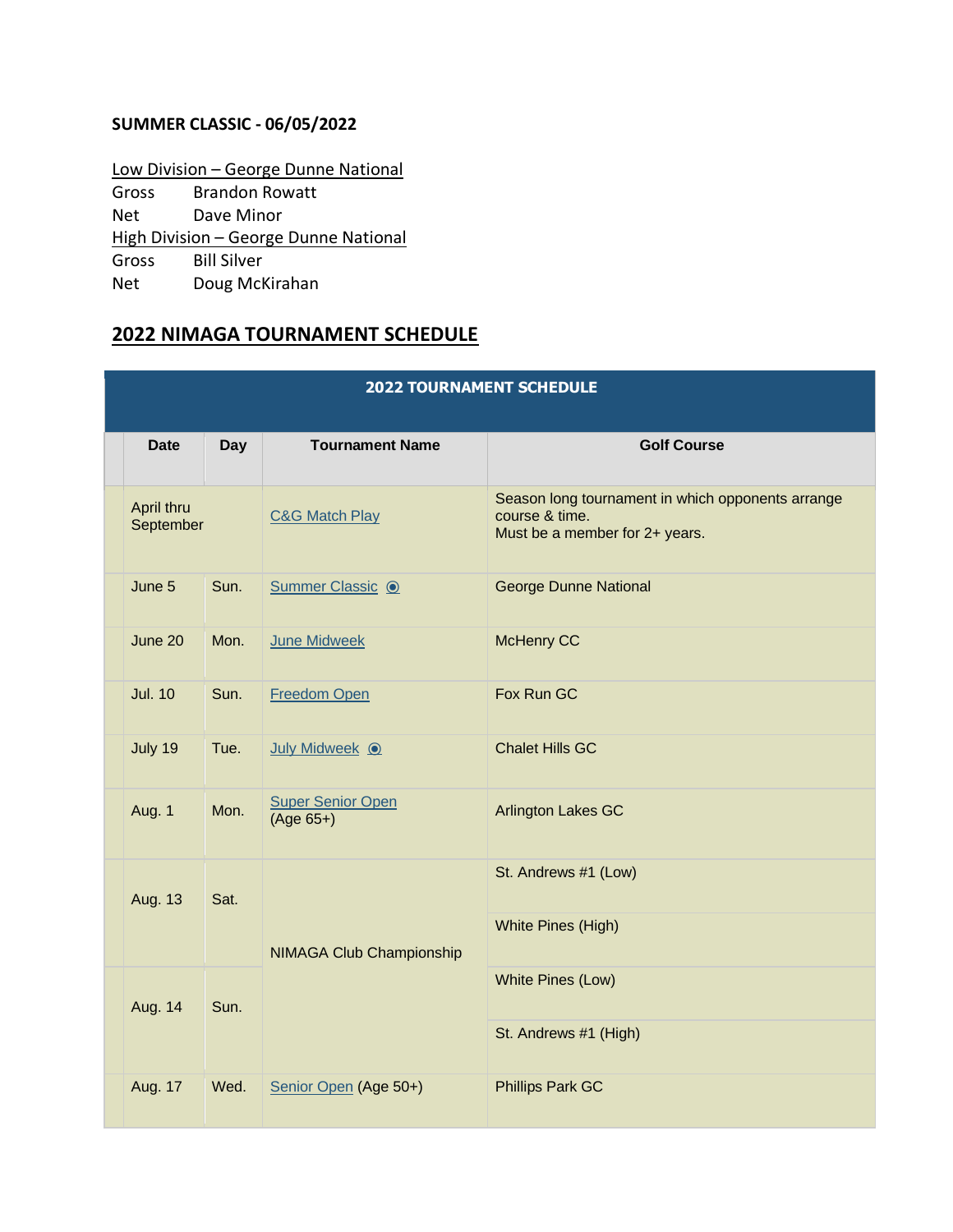**SUMMER CLASSIC - 06/05/2022**

<u>Low Division – George Dunne National</u>
Gross Brandon Rowatt
Net Dave Minor
<u>High Division – George Dunne National</u>
Gross Bill Silver
Net Doug McKirahan

## 2022 NIMAGA TOURNAMENT SCHEDULE

| 2022 TOURNAMENT SCHEDULE | | | |
|---|---|---|---|
| **Date** | **Day** | **Tournament Name** | **Golf Course** |
| April thru September | | C&G Match Play | Season long tournament in which opponents arrange course & time. Must be a member for 2+ years. |
| June 5 | Sun. | Summer Classic ◉ | George Dunne National |
| June 20 | Mon. | June Midweek | McHenry CC |
| Jul. 10 | Sun. | Freedom Open | Fox Run GC |
| July 19 | Tue. | July Midweek ◉ | Chalet Hills GC |
| Aug. 1 | Mon. | Super Senior Open (Age 65+) | Arlington Lakes GC |
| Aug. 13 | Sat. | NIMAGA Club Championship | St. Andrews #1 (Low) |
| | | | White Pines (High) |
| Aug. 14 | Sun. | | White Pines (Low) |
| | | | St. Andrews #1 (High) |
| Aug. 17 | Wed. | Senior Open (Age 50+) | Phillips Park GC |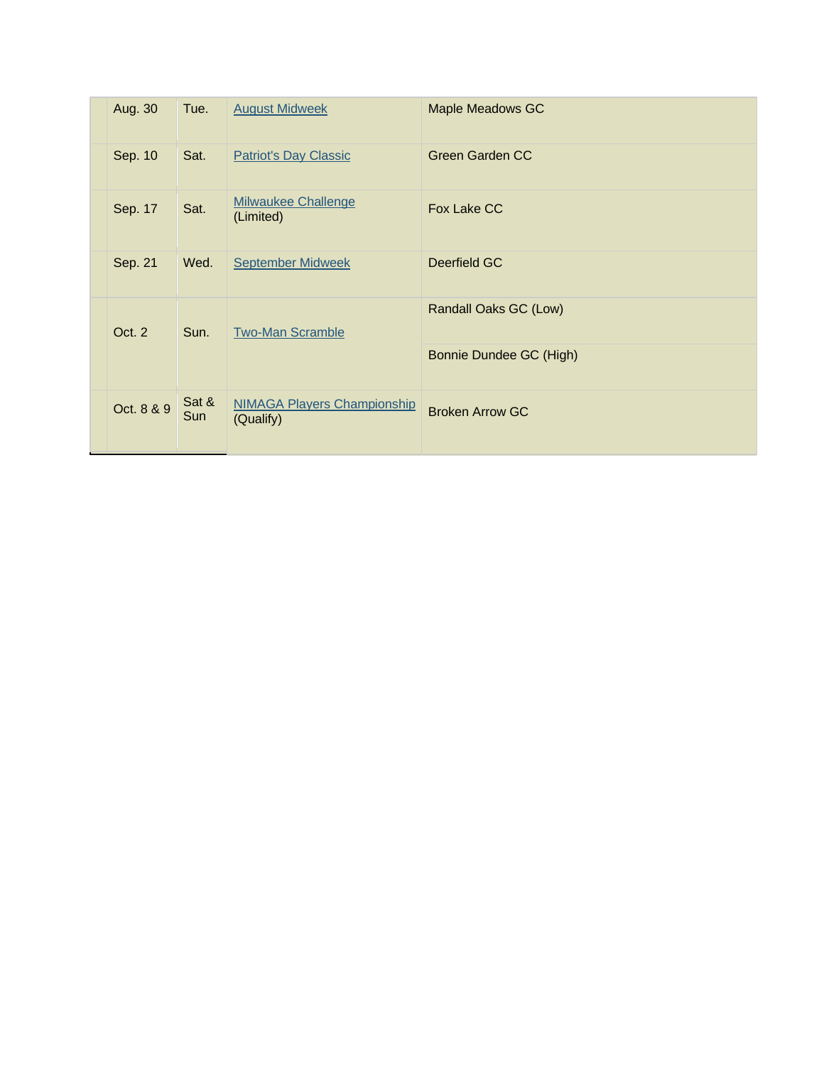| | | | | |
|---|---|---|---|---|
| | Aug. 30 | Tue. | August Midweek | Maple Meadows GC |
| | Sep. 10 | Sat. | Patriot's Day Classic | Green Garden CC |
| | Sep. 17 | Sat. | Milwaukee Challenge (Limited) | Fox Lake CC |
| | Sep. 21 | Wed. | September Midweek | Deerfield GC |
| | Oct. 2 | Sun. | Two-Man Scramble | Randall Oaks GC (Low) |
| | | | | Bonnie Dundee GC (High) |
| | Oct. 8 & 9 | Sat & Sun | NIMAGA Players Championship (Qualify) | Broken Arrow GC |